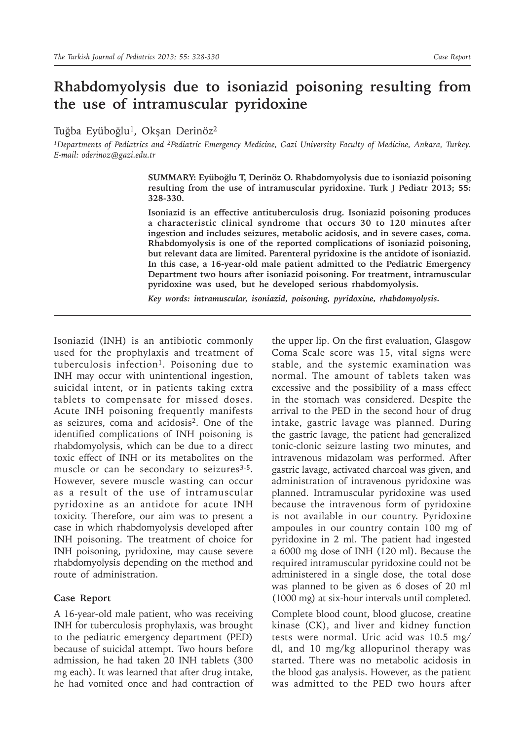# Rhabdomyolysis due to isoniazid poisoning resulting from the use of intramuscular pyridoxine

Tuğba Eyüboğlu[1], Okşan Derinöz[2]

*[1]Departments of Pediatrics and [2]Pediatric Emergency Medicine, Gazi University Faculty of Medicine, Ankara, Turkey. E-mail: oderinoz@gazi.edu.tr*

**SUMMARY: Eyüboğlu T, Derinöz O. Rhabdomyolysis due to isoniazid poisoning resulting from the use of intramuscular pyridoxine. Turk J Pediatr 2013; 55: 328-330.**

**Isoniazid is an effective antituberculosis drug. Isoniazid poisoning produces a characteristic clinical syndrome that occurs 30 to 120 minutes after ingestion and includes seizures, metabolic acidosis, and in severe cases, coma. Rhabdomyolysis is one of the reported complications of isoniazid poisoning, but relevant data are limited. Parenteral pyridoxine is the antidote of isoniazid. In this case, a 16-year-old male patient admitted to the Pediatric Emergency Department two hours after isoniazid poisoning. For treatment, intramuscular pyridoxine was used, but he developed serious rhabdomyolysis.**

***Key words: intramuscular, isoniazid, poisoning, pyridoxine, rhabdomyolysis.***

Isoniazid (INH) is an antibiotic commonly used for the prophylaxis and treatment of tuberculosis infection[1]. Poisoning due to INH may occur with unintentional ingestion, suicidal intent, or in patients taking extra tablets to compensate for missed doses. Acute INH poisoning frequently manifests as seizures, coma and acidosis[2]. One of the identified complications of INH poisoning is rhabdomyolysis, which can be due to a direct toxic effect of INH or its metabolites on the muscle or can be secondary to seizures[3-5]. However, severe muscle wasting can occur as a result of the use of intramuscular pyridoxine as an antidote for acute INH toxicity. Therefore, our aim was to present a case in which rhabdomyolysis developed after INH poisoning. The treatment of choice for INH poisoning, pyridoxine, may cause severe rhabdomyolysis depending on the method and route of administration.

## Case Report

A 16-year-old male patient, who was receiving INH for tuberculosis prophylaxis, was brought to the pediatric emergency department (PED) because of suicidal attempt. Two hours before admission, he had taken 20 INH tablets (300 mg each). It was learned that after drug intake, he had vomited once and had contraction of the upper lip. On the first evaluation, Glasgow Coma Scale score was 15, vital signs were stable, and the systemic examination was normal. The amount of tablets taken was excessive and the possibility of a mass effect in the stomach was considered. Despite the arrival to the PED in the second hour of drug intake, gastric lavage was planned. During the gastric lavage, the patient had generalized tonic-clonic seizure lasting two minutes, and intravenous midazolam was performed. After gastric lavage, activated charcoal was given, and administration of intravenous pyridoxine was planned. Intramuscular pyridoxine was used because the intravenous form of pyridoxine is not available in our country. Pyridoxine ampoules in our country contain 100 mg of pyridoxine in 2 ml. The patient had ingested a 6000 mg dose of INH (120 ml). Because the required intramuscular pyridoxine could not be administered in a single dose, the total dose was planned to be given as 6 doses of 20 ml (1000 mg) at six-hour intervals until completed.

Complete blood count, blood glucose, creatine kinase (CK), and liver and kidney function tests were normal. Uric acid was 10.5 mg/dl, and 10 mg/kg allopurinol therapy was started. There was no metabolic acidosis in the blood gas analysis. However, as the patient was admitted to the PED two hours after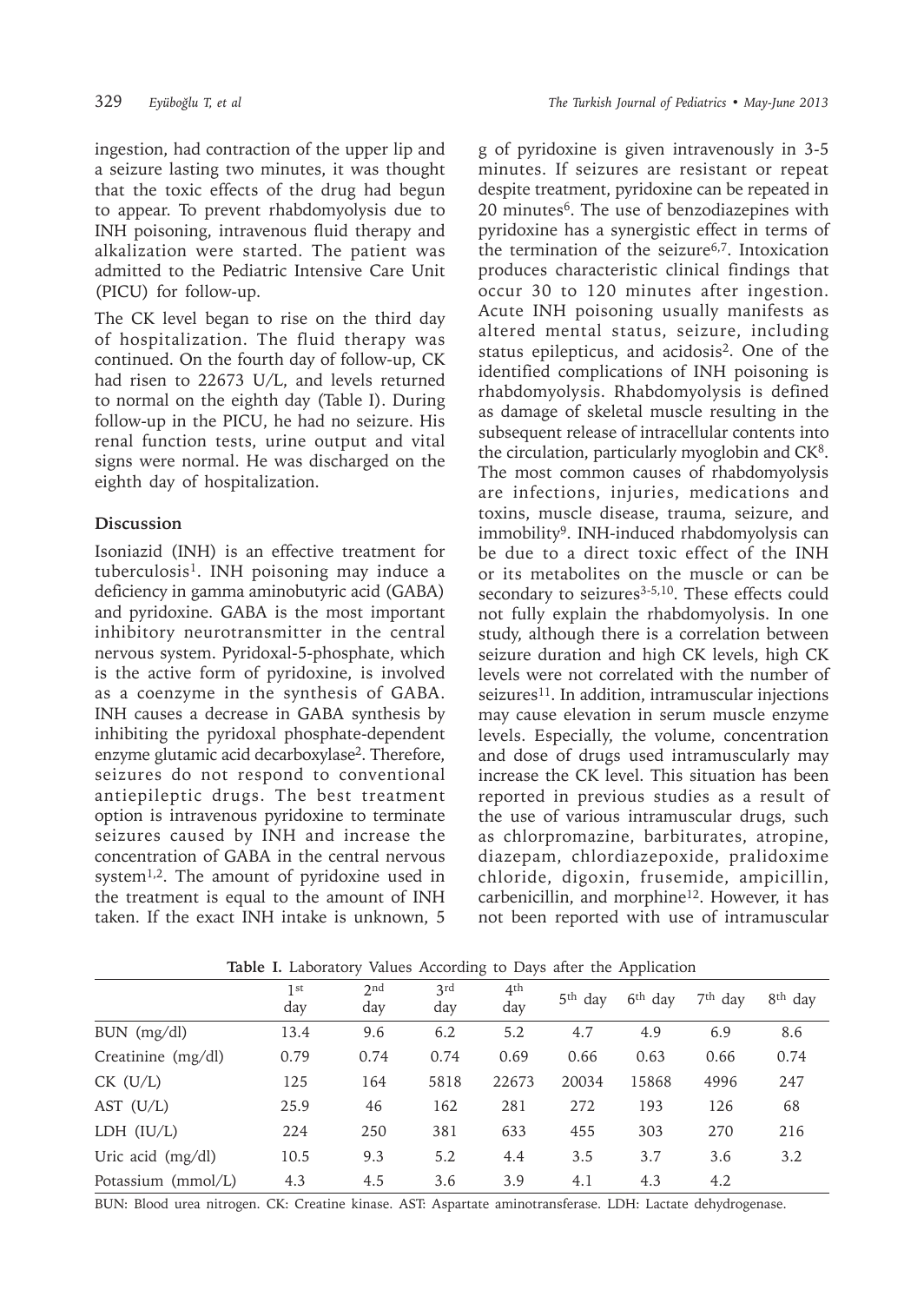ingestion, had contraction of the upper lip and a seizure lasting two minutes, it was thought that the toxic effects of the drug had begun to appear. To prevent rhabdomyolysis due to INH poisoning, intravenous fluid therapy and alkalization were started. The patient was admitted to the Pediatric Intensive Care Unit (PICU) for follow-up.

The CK level began to rise on the third day of hospitalization. The fluid therapy was continued. On the fourth day of follow-up, CK had risen to 22673 U/L, and levels returned to normal on the eighth day (Table I). During follow-up in the PICU, he had no seizure. His renal function tests, urine output and vital signs were normal. He was discharged on the eighth day of hospitalization.

## Discussion

Isoniazid (INH) is an effective treatment for tuberculosis[1]. INH poisoning may induce a deficiency in gamma aminobutyric acid (GABA) and pyridoxine. GABA is the most important inhibitory neurotransmitter in the central nervous system. Pyridoxal-5-phosphate, which is the active form of pyridoxine, is involved as a coenzyme in the synthesis of GABA. INH causes a decrease in GABA synthesis by inhibiting the pyridoxal phosphate-dependent enzyme glutamic acid decarboxylase[2]. Therefore, seizures do not respond to conventional antiepileptic drugs. The best treatment option is intravenous pyridoxine to terminate seizures caused by INH and increase the concentration of GABA in the central nervous system[1,2]. The amount of pyridoxine used in the treatment is equal to the amount of INH taken. If the exact INH intake is unknown, 5 g of pyridoxine is given intravenously in 3-5 minutes. If seizures are resistant or repeat despite treatment, pyridoxine can be repeated in 20 minutes[6]. The use of benzodiazepines with pyridoxine has a synergistic effect in terms of the termination of the seizure[6,7]. Intoxication produces characteristic clinical findings that occur 30 to 120 minutes after ingestion. Acute INH poisoning usually manifests as altered mental status, seizure, including status epilepticus, and acidosis[2]. One of the identified complications of INH poisoning is rhabdomyolysis. Rhabdomyolysis is defined as damage of skeletal muscle resulting in the subsequent release of intracellular contents into the circulation, particularly myoglobin and CK[8]. The most common causes of rhabdomyolysis are infections, injuries, medications and toxins, muscle disease, trauma, seizure, and immobility[9]. INH-induced rhabdomyolysis can be due to a direct toxic effect of the INH or its metabolites on the muscle or can be secondary to seizures[3-5,10]. These effects could not fully explain the rhabdomyolysis. In one study, although there is a correlation between seizure duration and high CK levels, high CK levels were not correlated with the number of seizures[11]. In addition, intramuscular injections may cause elevation in serum muscle enzyme levels. Especially, the volume, concentration and dose of drugs used intramuscularly may increase the CK level. This situation has been reported in previous studies as a result of the use of various intramuscular drugs, such as chlorpromazine, barbiturates, atropine, diazepam, chlordiazepoxide, pralidoxime chloride, digoxin, frusemide, ampicillin, carbenicillin, and morphine[12]. However, it has not been reported with use of intramuscular

**Table I.** Laboratory Values According to Days after the Application

| | 1st day | 2nd day | 3rd day | 4th day | 5th day | 6th day | 7th day | 8th day |
|---|---|---|---|---|---|---|---|---|
| BUN (mg/dl) | 13.4 | 9.6 | 6.2 | 5.2 | 4.7 | 4.9 | 6.9 | 8.6 |
| Creatinine (mg/dl) | 0.79 | 0.74 | 0.74 | 0.69 | 0.66 | 0.63 | 0.66 | 0.74 |
| CK (U/L) | 125 | 164 | 5818 | 22673 | 20034 | 15868 | 4996 | 247 |
| AST (U/L) | 25.9 | 46 | 162 | 281 | 272 | 193 | 126 | 68 |
| LDH (IU/L) | 224 | 250 | 381 | 633 | 455 | 303 | 270 | 216 |
| Uric acid (mg/dl) | 10.5 | 9.3 | 5.2 | 4.4 | 3.5 | 3.7 | 3.6 | 3.2 |
| Potassium (mmol/L) | 4.3 | 4.5 | 3.6 | 3.9 | 4.1 | 4.3 | 4.2 | |

BUN: Blood urea nitrogen. CK: Creatine kinase. AST: Aspartate aminotransferase. LDH: Lactate dehydrogenase.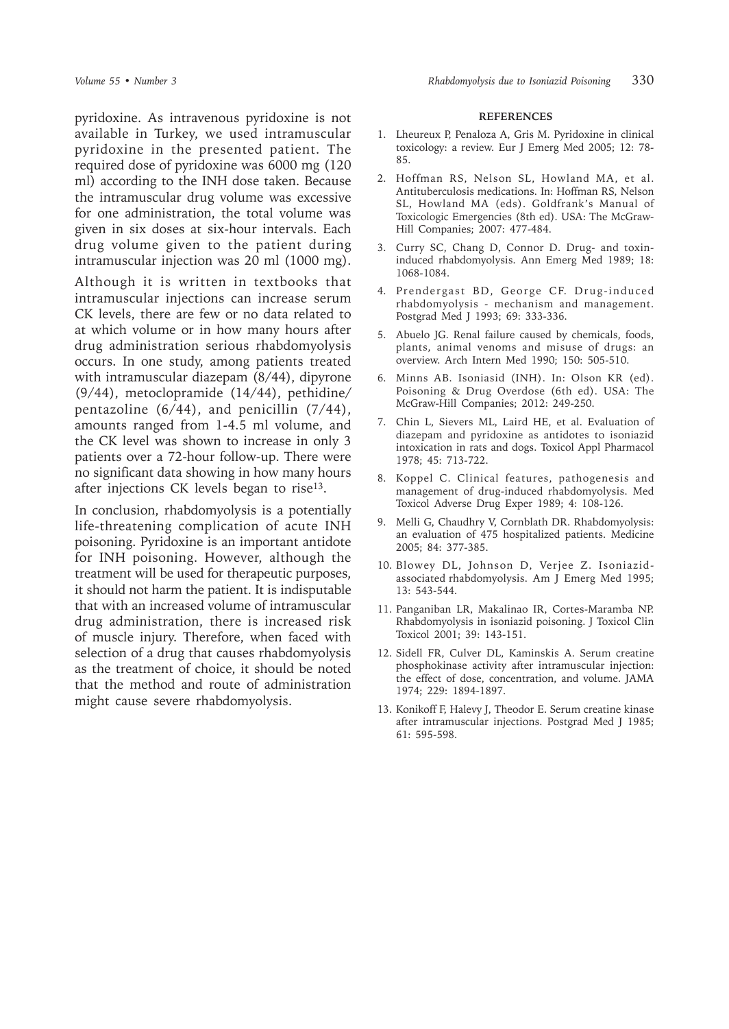pyridoxine. As intravenous pyridoxine is not available in Turkey, we used intramuscular pyridoxine in the presented patient. The required dose of pyridoxine was 6000 mg (120 ml) according to the INH dose taken. Because the intramuscular drug volume was excessive for one administration, the total volume was given in six doses at six-hour intervals. Each drug volume given to the patient during intramuscular injection was 20 ml (1000 mg).

Although it is written in textbooks that intramuscular injections can increase serum CK levels, there are few or no data related to at which volume or in how many hours after drug administration serious rhabdomyolysis occurs. In one study, among patients treated with intramuscular diazepam (8/44), dipyrone (9/44), metoclopramide (14/44), pethidine/pentazoline (6/44), and penicillin (7/44), amounts ranged from 1-4.5 ml volume, and the CK level was shown to increase in only 3 patients over a 72-hour follow-up. There were no significant data showing in how many hours after injections CK levels began to rise[13].

In conclusion, rhabdomyolysis is a potentially life-threatening complication of acute INH poisoning. Pyridoxine is an important antidote for INH poisoning. However, although the treatment will be used for therapeutic purposes, it should not harm the patient. It is indisputable that with an increased volume of intramuscular drug administration, there is increased risk of muscle injury. Therefore, when faced with selection of a drug that causes rhabdomyolysis as the treatment of choice, it should be noted that the method and route of administration might cause severe rhabdomyolysis.

## REFERENCES

1. Lheureux P, Penaloza A, Gris M. Pyridoxine in clinical toxicology: a review. Eur J Emerg Med 2005; 12: 78-85.
2. Hoffman RS, Nelson SL, Howland MA, et al. Antituberculosis medications. In: Hoffman RS, Nelson SL, Howland MA (eds). Goldfrank's Manual of Toxicologic Emergencies (8th ed). USA: The McGraw-Hill Companies; 2007: 477-484.
3. Curry SC, Chang D, Connor D. Drug- and toxin-induced rhabdomyolysis. Ann Emerg Med 1989; 18: 1068-1084.
4. Prendergast BD, George CF. Drug-induced rhabdomyolysis - mechanism and management. Postgrad Med J 1993; 69: 333-336.
5. Abuelo JG. Renal failure caused by chemicals, foods, plants, animal venoms and misuse of drugs: an overview. Arch Intern Med 1990; 150: 505-510.
6. Minns AB. Isoniasid (INH). In: Olson KR (ed). Poisoning & Drug Overdose (6th ed). USA: The McGraw-Hill Companies; 2012: 249-250.
7. Chin L, Sievers ML, Laird HE, et al. Evaluation of diazepam and pyridoxine as antidotes to isoniazid intoxication in rats and dogs. Toxicol Appl Pharmacol 1978; 45: 713-722.
8. Koppel C. Clinical features, pathogenesis and management of drug-induced rhabdomyolysis. Med Toxicol Adverse Drug Exper 1989; 4: 108-126.
9. Melli G, Chaudhry V, Cornblath DR. Rhabdomyolysis: an evaluation of 475 hospitalized patients. Medicine 2005; 84: 377-385.
10. Blowey DL, Johnson D, Verjee Z. Isoniazid-associated rhabdomyolysis. Am J Emerg Med 1995; 13: 543-544.
11. Panganiban LR, Makalinao IR, Cortes-Maramba NP. Rhabdomyolysis in isoniazid poisoning. J Toxicol Clin Toxicol 2001; 39: 143-151.
12. Sidell FR, Culver DL, Kaminskis A. Serum creatine phosphokinase activity after intramuscular injection: the effect of dose, concentration, and volume. JAMA 1974; 229: 1894-1897.
13. Konikoff F, Halevy J, Theodor E. Serum creatine kinase after intramuscular injections. Postgrad Med J 1985; 61: 595-598.